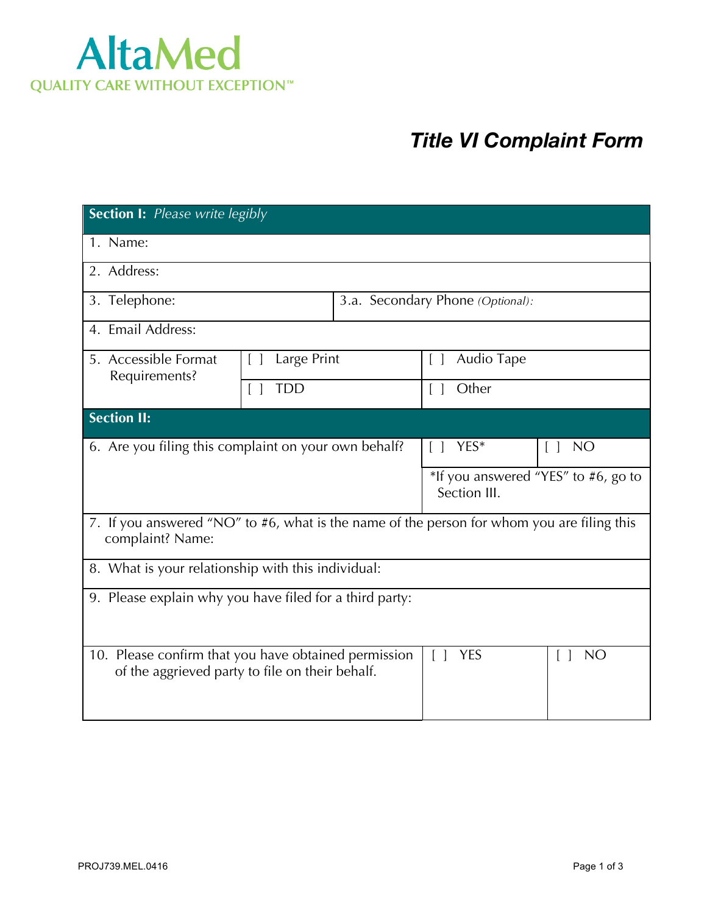AltaMed
QUALITY CARE WITHOUT EXCEPTION™

# *Title VI Complaint Form*

| **Section I:** *Please write legibly* | | | |
|---|---|---|---|
| 1. Name: | | | |
| 2. Address: | | | |
| 3. Telephone: | 3.a. Secondary Phone *(Optional):* | | |
| 4. Email Address: | | | |
| 5. Accessible Format Requirements? | [ ] Large Print | [ ] Audio Tape | |
| | [ ] TDD | [ ] Other | |
| **Section II:** | | | |
| 6. Are you filing this complaint on your own behalf? | | [ ] YES* | [ ] NO |
| | | *If you answered "YES" to #6, go to Section III. | |
| 7. If you answered "NO" to #6, what is the name of the person for whom you are filing this complaint? Name: | | | |
| 8. What is your relationship with this individual: | | | |
| 9. Please explain why you have filed for a third party: | | | |
| 10. Please confirm that you have obtained permission of the aggrieved party to file on their behalf. | | [ ] YES | [ ] NO |

PROJ739.MEL.0416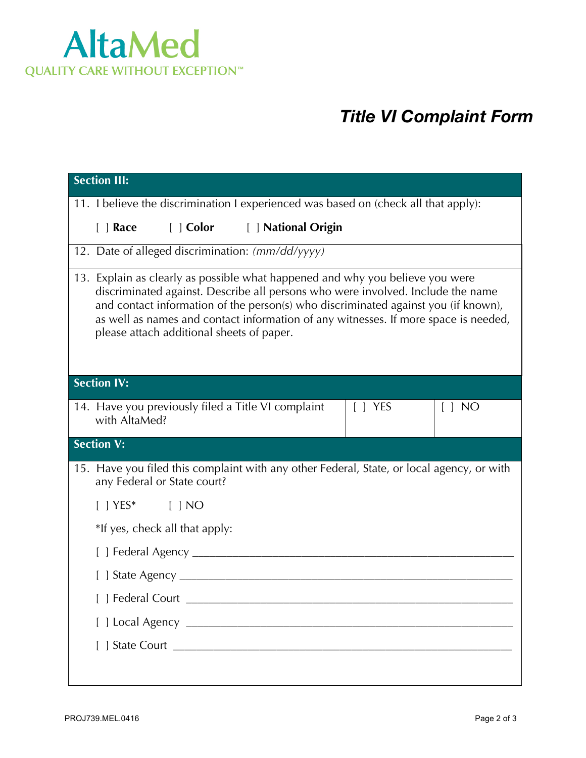AltaMed
QUALITY CARE WITHOUT EXCEPTION™

# *Title VI Complaint Form*

## Section III:

11. I believe the discrimination I experienced was based on (check all that apply):

    [ ] **Race** [ ] **Color** [ ] **National Origin**

12. Date of alleged discrimination: *(mm/dd/yyyy)*

13. Explain as clearly as possible what happened and why you believe you were discriminated against. Describe all persons who were involved. Include the name and contact information of the person(s) who discriminated against you (if known), as well as names and contact information of any witnesses. If more space is needed, please attach additional sheets of paper.

## Section IV:

| 14. Have you previously filed a Title VI complaint with AltaMed? | [ ] YES | [ ] NO |
|---|---|---|

## Section V:

15. Have you filed this complaint with any other Federal, State, or local agency, or with any Federal or State court?

    [ ] YES* [ ] NO

    *If yes, check all that apply:

    [ ] Federal Agency ____________________________________________

    [ ] State Agency ____________________________________________

    [ ] Federal Court ____________________________________________

    [ ] Local Agency ____________________________________________

    [ ] State Court ____________________________________________

PROJ739.MEL.0416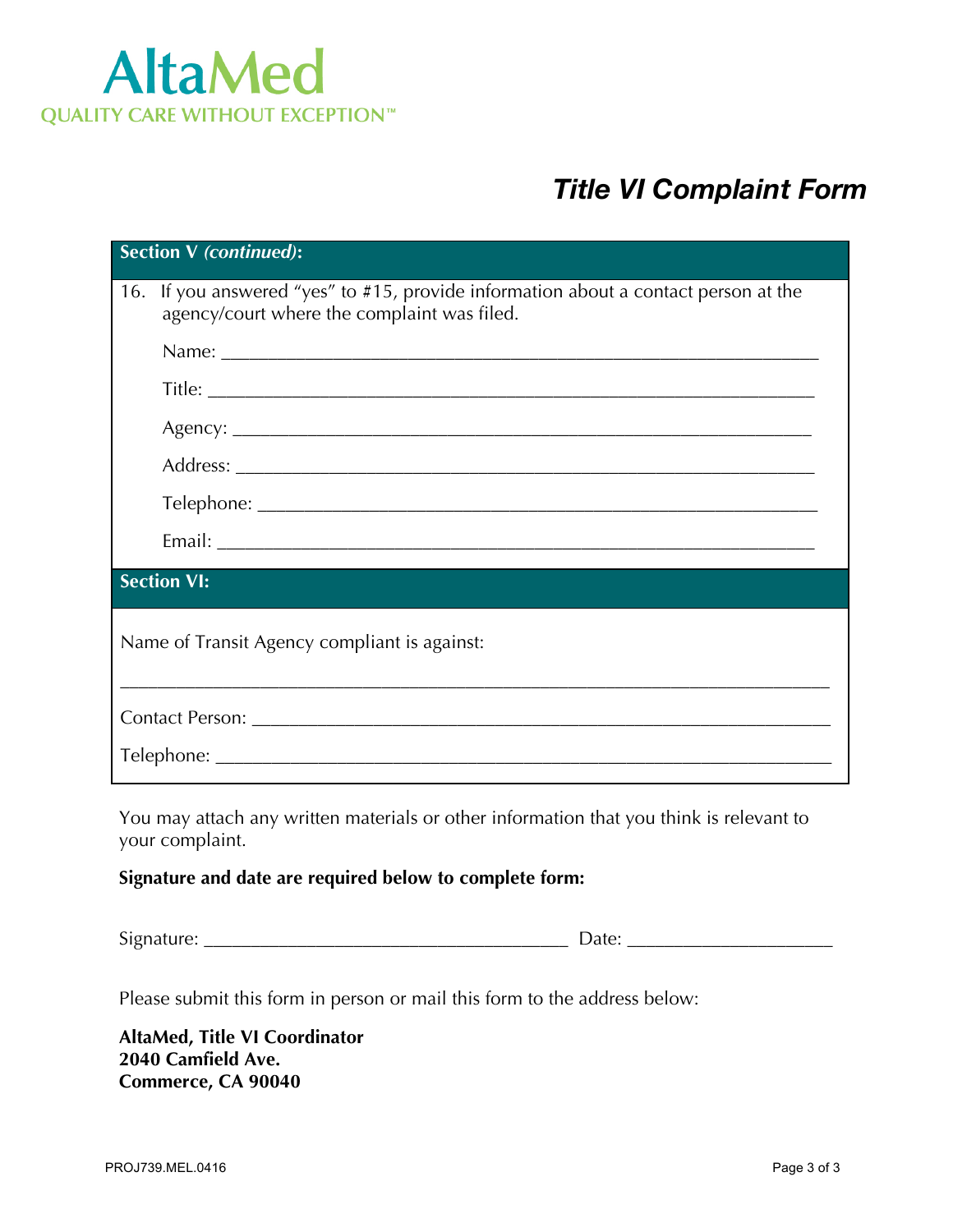AltaMed
QUALITY CARE WITHOUT EXCEPTION™

# Title VI Complaint Form

**Section V *(continued)*:**

16. If you answered "yes" to #15, provide information about a contact person at the agency/court where the complaint was filed.

Name: ___________________________________________

Title: ___________________________________________

Agency: ___________________________________________

Address: ___________________________________________

Telephone: ___________________________________________

Email: ___________________________________________

**Section VI:**

Name of Transit Agency compliant is against:

___________________________________________

Contact Person: ___________________________________________

Telephone: ___________________________________________

You may attach any written materials or other information that you think is relevant to your complaint.

**Signature and date are required below to complete form:**

Signature: ______________________________ Date: ____________________

Please submit this form in person or mail this form to the address below:

**AltaMed, Title VI Coordinator**
**2040 Camfield Ave.**
**Commerce, CA 90040**

PROJ739.MEL.0416